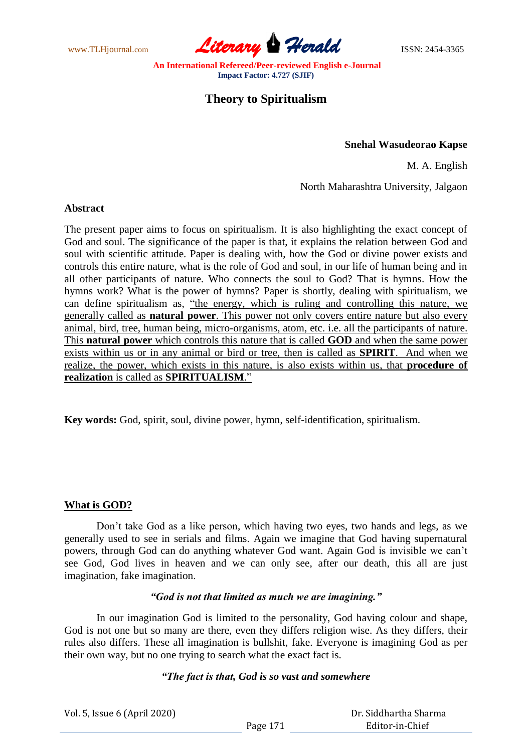# Theory to Spiritualism

**Snehal Wasudeorao Kapse**

M. A. English

North Maharashtra University, Jalgaon

## Abstract

The present paper aims to focus on spiritualism. It is also highlighting the exact concept of God and soul. The significance of the paper is that, it explains the relation between God and soul with scientific attitude. Paper is dealing with, how the God or divine power exists and controls this entire nature, what is the role of God and soul, in our life of human being and in all other participants of nature. Who connects the soul to God? That is hymns. How the hymns work? What is the power of hymns? Paper is shortly, dealing with spiritualism, we can define spiritualism as, "the energy, which is ruling and controlling this nature, we generally called as **natural power**. This power not only covers entire nature but also every animal, bird, tree, human being, micro-organisms, atom, etc. i.e. all the participants of nature. This **natural power** which controls this nature that is called **GOD** and when the same power exists within us or in any animal or bird or tree, then is called as **SPIRIT**. And when we realize, the power, which exists in this nature, is also exists within us, that **procedure of realization** is called as **SPIRITUALISM**."

**Key words:** God, spirit, soul, divine power, hymn, self-identification, spiritualism.

## What is GOD?

Don't take God as a like person, which having two eyes, two hands and legs, as we generally used to see in serials and films. Again we imagine that God having supernatural powers, through God can do anything whatever God want. Again God is invisible we can't see God, God lives in heaven and we can only see, after our death, this all are just imagination, fake imagination.

***"God is not that limited as much we are imagining."***

In our imagination God is limited to the personality, God having colour and shape, God is not one but so many are there, even they differs religion wise. As they differs, their rules also differs. These all imagination is bullshit, fake. Everyone is imagining God as per their own way, but no one trying to search what the exact fact is.

***"The fact is that, God is so vast and somewhere***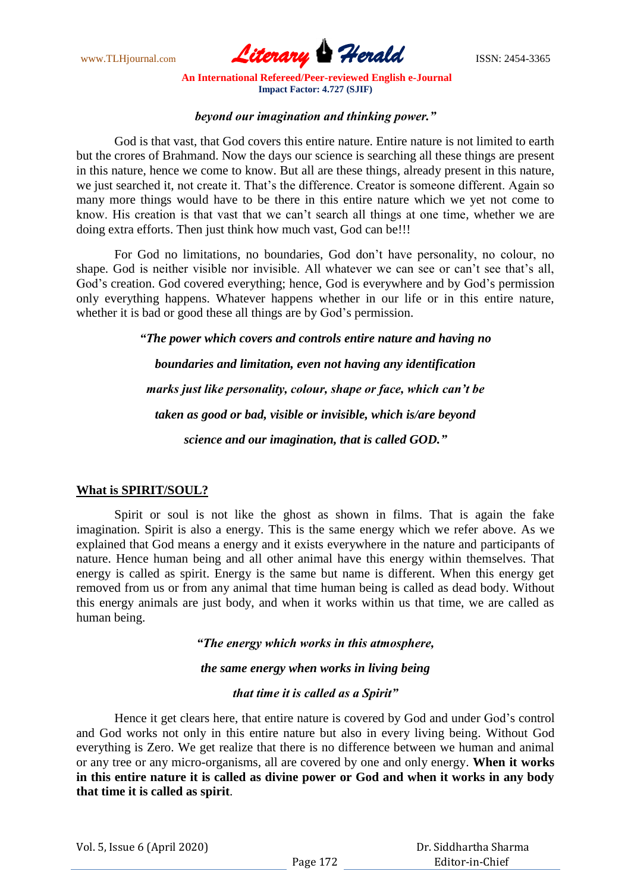*beyond our imagination and thinking power."*

God is that vast, that God covers this entire nature. Entire nature is not limited to earth but the crores of Brahmand. Now the days our science is searching all these things are present in this nature, hence we come to know. But all are these things, already present in this nature, we just searched it, not create it. That's the difference. Creator is someone different. Again so many more things would have to be there in this entire nature which we yet not come to know. His creation is that vast that we can't search all things at one time, whether we are doing extra efforts. Then just think how much vast, God can be!!!

For God no limitations, no boundaries, God don't have personality, no colour, no shape. God is neither visible nor invisible. All whatever we can see or can't see that's all, God's creation. God covered everything; hence, God is everywhere and by God's permission only everything happens. Whatever happens whether in our life or in this entire nature, whether it is bad or good these all things are by God's permission.

> ***"The power which covers and controls entire nature and having no boundaries and limitation, even not having any identification marks just like personality, colour, shape or face, which can't be taken as good or bad, visible or invisible, which is/are beyond science and our imagination, that is called GOD."***

## <u>What is SPIRIT/SOUL?</u>

Spirit or soul is not like the ghost as shown in films. That is again the fake imagination. Spirit is also a energy. This is the same energy which we refer above. As we explained that God means a energy and it exists everywhere in the nature and participants of nature. Hence human being and all other animal have this energy within themselves. That energy is called as spirit. Energy is the same but name is different. When this energy get removed from us or from any animal that time human being is called as dead body. Without this energy animals are just body, and when it works within us that time, we are called as human being.

> ***"The energy which works in this atmosphere, the same energy when works in living being that time it is called as a Spirit"***

Hence it get clears here, that entire nature is covered by God and under God's control and God works not only in this entire nature but also in every living being. Without God everything is Zero. We get realize that there is no difference between we human and animal or any tree or any micro-organisms, all are covered by one and only energy. **When it works in this entire nature it is called as divine power or God and when it works in any body that time it is called as spirit**.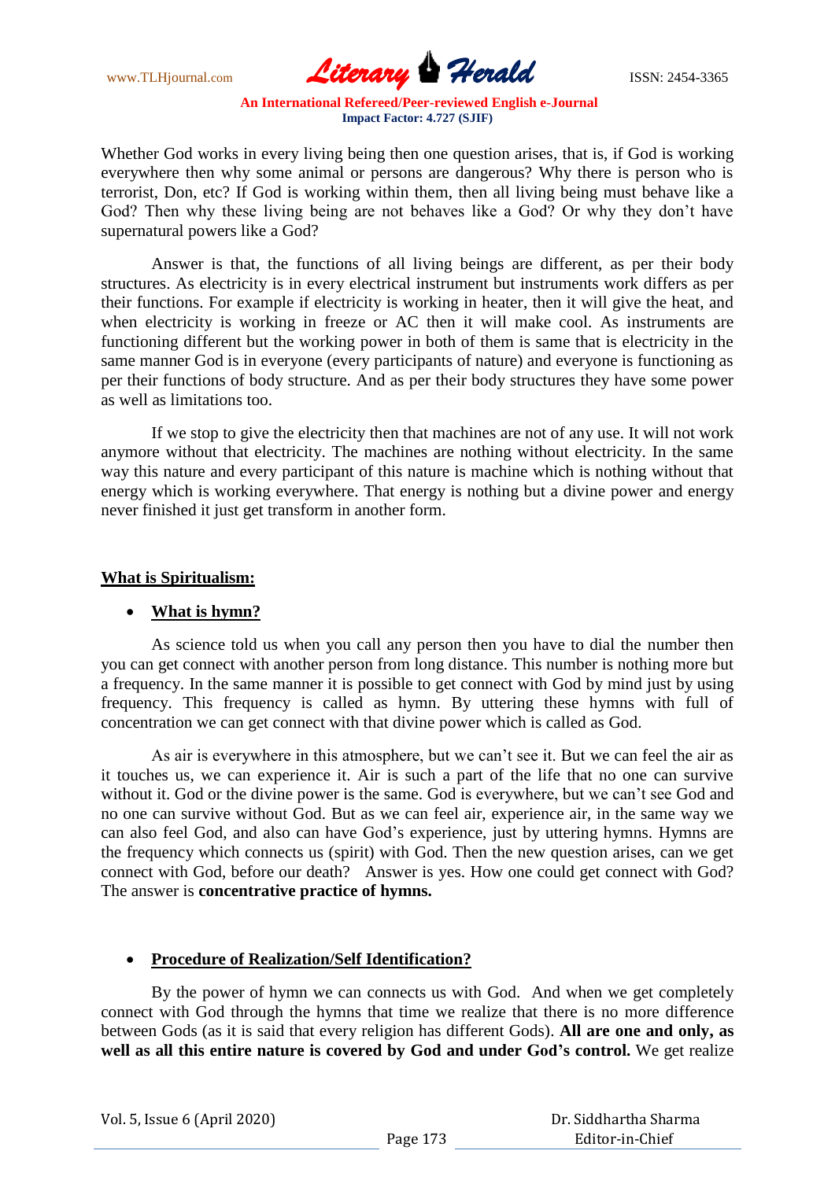Whether God works in every living being then one question arises, that is, if God is working everywhere then why some animal or persons are dangerous? Why there is person who is terrorist, Don, etc? If God is working within them, then all living being must behave like a God? Then why these living being are not behaves like a God? Or why they don't have supernatural powers like a God?

Answer is that, the functions of all living beings are different, as per their body structures. As electricity is in every electrical instrument but instruments work differs as per their functions. For example if electricity is working in heater, then it will give the heat, and when electricity is working in freeze or AC then it will make cool. As instruments are functioning different but the working power in both of them is same that is electricity in the same manner God is in everyone (every participants of nature) and everyone is functioning as per their functions of body structure. And as per their body structures they have some power as well as limitations too.

If we stop to give the electricity then that machines are not of any use. It will not work anymore without that electricity. The machines are nothing without electricity. In the same way this nature and every participant of this nature is machine which is nothing without that energy which is working everywhere. That energy is nothing but a divine power and energy never finished it just get transform in another form.

## **<u>What is Spiritualism:</u>**

- **<u>What is hymn?</u>**

As science told us when you call any person then you have to dial the number then you can get connect with another person from long distance. This number is nothing more but a frequency. In the same manner it is possible to get connect with God by mind just by using frequency. This frequency is called as hymn. By uttering these hymns with full of concentration we can get connect with that divine power which is called as God.

As air is everywhere in this atmosphere, but we can't see it. But we can feel the air as it touches us, we can experience it. Air is such a part of the life that no one can survive without it. God or the divine power is the same. God is everywhere, but we can't see God and no one can survive without God. But as we can feel air, experience air, in the same way we can also feel God, and also can have God's experience, just by uttering hymns. Hymns are the frequency which connects us (spirit) with God. Then the new question arises, can we get connect with God, before our death? Answer is yes. How one could get connect with God? The answer is **concentrative practice of hymns.**

- **<u>Procedure of Realization/Self Identification?</u>**

By the power of hymn we can connects us with God. And when we get completely connect with God through the hymns that time we realize that there is no more difference between Gods (as it is said that every religion has different Gods). **All are one and only, as well as all this entire nature is covered by God and under God's control.** We get realize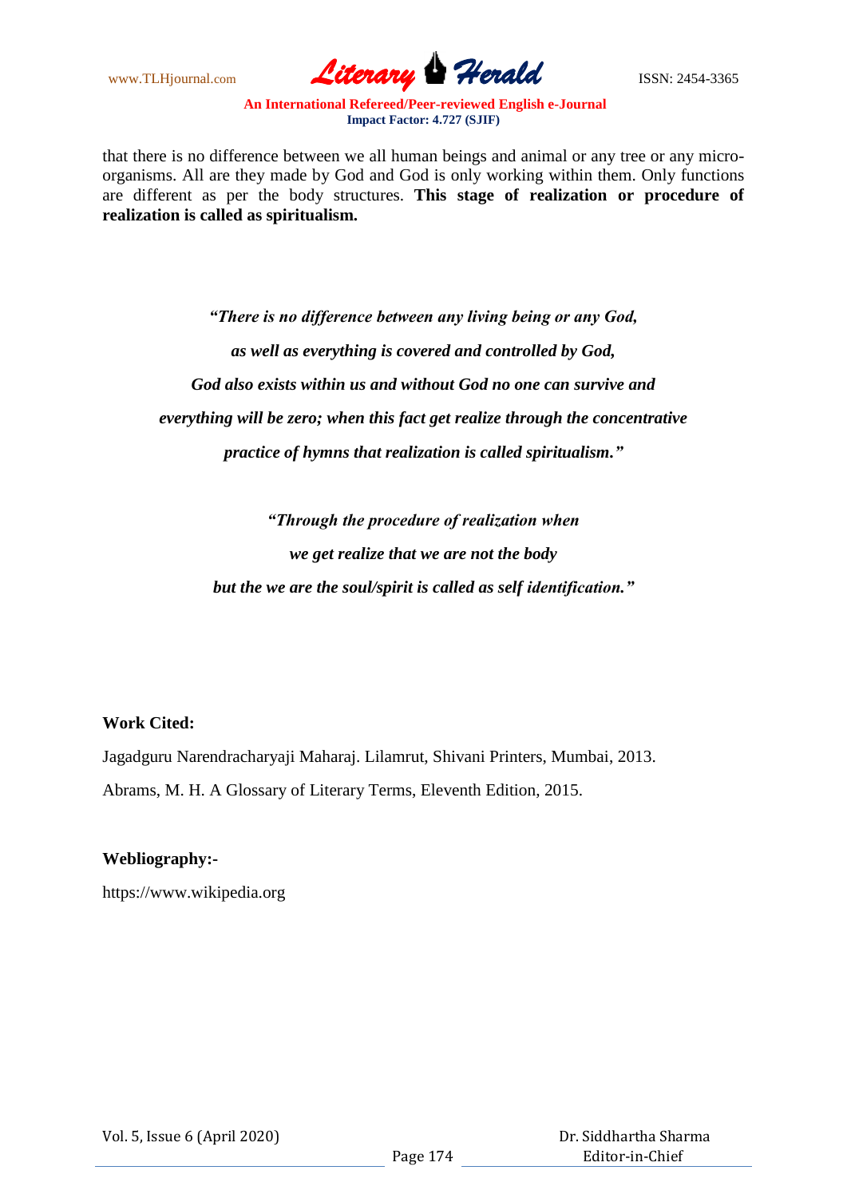that there is no difference between we all human beings and animal or any tree or any micro-organisms. All are they made by God and God is only working within them. Only functions are different as per the body structures. **This stage of realization or procedure of realization is called as spiritualism.**

***"There is no difference between any living being or any God,***
***as well as everything is covered and controlled by God,***
***God also exists within us and without God no one can survive and***
***everything will be zero; when this fact get realize through the concentrative***
***practice of hymns that realization is called spiritualism."***

***"Through the procedure of realization when***
***we get realize that we are not the body***
***but the we are the soul/spirit is called as self identification."***

**Work Cited:**

Jagadguru Narendracharyaji Maharaj. Lilamrut, Shivani Printers, Mumbai, 2013.

Abrams, M. H. A Glossary of Literary Terms, Eleventh Edition, 2015.

**Webliography:-**

https://www.wikipedia.org